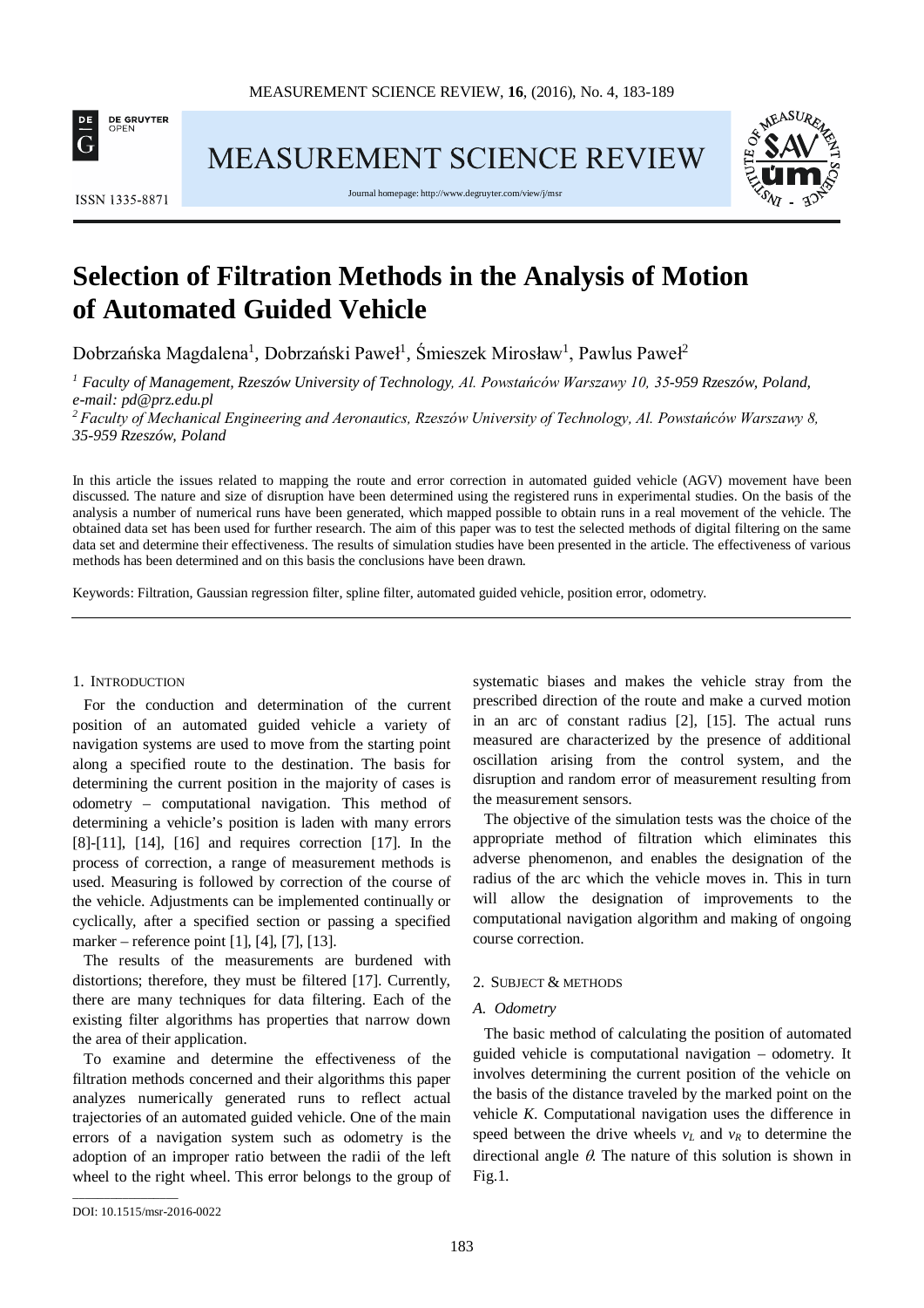# Selection of Filtration Methods in the Analysis of Motion of Automated Guided Vehicle

Dobrzańska Magdalena[1], Dobrzański Paweł[1], Śmieszek Mirosław[1], Pawlus Paweł[2]

*[1] Faculty of Management, Rzeszów University of Technology, Al. Powstańców Warszawy 10, 35-959 Rzeszów, Poland, e-mail: pd@prz.edu.pl*

*[2] Faculty of Mechanical Engineering and Aeronautics, Rzeszów University of Technology, Al. Powstańców Warszawy 8, 35-959 Rzeszów, Poland*

In this article the issues related to mapping the route and error correction in automated guided vehicle (AGV) movement have been discussed. The nature and size of disruption have been determined using the registered runs in experimental studies. On the basis of the analysis a number of numerical runs have been generated, which mapped possible to obtain runs in a real movement of the vehicle. The obtained data set has been used for further research. The aim of this paper was to test the selected methods of digital filtering on the same data set and determine their effectiveness. The results of simulation studies have been presented in the article. The effectiveness of various methods has been determined and on this basis the conclusions have been drawn.

Keywords: Filtration, Gaussian regression filter, spline filter, automated guided vehicle, position error, odometry.

## 1. Introduction

For the conduction and determination of the current position of an automated guided vehicle a variety of navigation systems are used to move from the starting point along a specified route to the destination. The basis for determining the current position in the majority of cases is odometry – computational navigation. This method of determining a vehicle's position is laden with many errors [8]-[11], [14], [16] and requires correction [17]. In the process of correction, a range of measurement methods is used. Measuring is followed by correction of the course of the vehicle. Adjustments can be implemented continually or cyclically, after a specified section or passing a specified marker – reference point [1], [4], [7], [13].

The results of the measurements are burdened with distortions; therefore, they must be filtered [17]. Currently, there are many techniques for data filtering. Each of the existing filter algorithms has properties that narrow down the area of their application.

To examine and determine the effectiveness of the filtration methods concerned and their algorithms this paper analyzes numerically generated runs to reflect actual trajectories of an automated guided vehicle. One of the main errors of a navigation system such as odometry is the adoption of an improper ratio between the radii of the left wheel to the right wheel. This error belongs to the group of systematic biases and makes the vehicle stray from the prescribed direction of the route and make a curved motion in an arc of constant radius [2], [15]. The actual runs measured are characterized by the presence of additional oscillation arising from the control system, and the disruption and random error of measurement resulting from the measurement sensors.

The objective of the simulation tests was the choice of the appropriate method of filtration which eliminates this adverse phenomenon, and enables the designation of the radius of the arc which the vehicle moves in. This in turn will allow the designation of improvements to the computational navigation algorithm and making of ongoing course correction.

## 2. Subject & methods

### A. Odometry

The basic method of calculating the position of automated guided vehicle is computational navigation – odometry. It involves determining the current position of the vehicle on the basis of the distance traveled by the marked point on the vehicle $K$. Computational navigation uses the difference in speed between the drive wheels $v_L$ and $v_R$ to determine the directional angle $\theta$. The nature of this solution is shown in Fig.1.

DOI: 10.1515/msr-2016-0022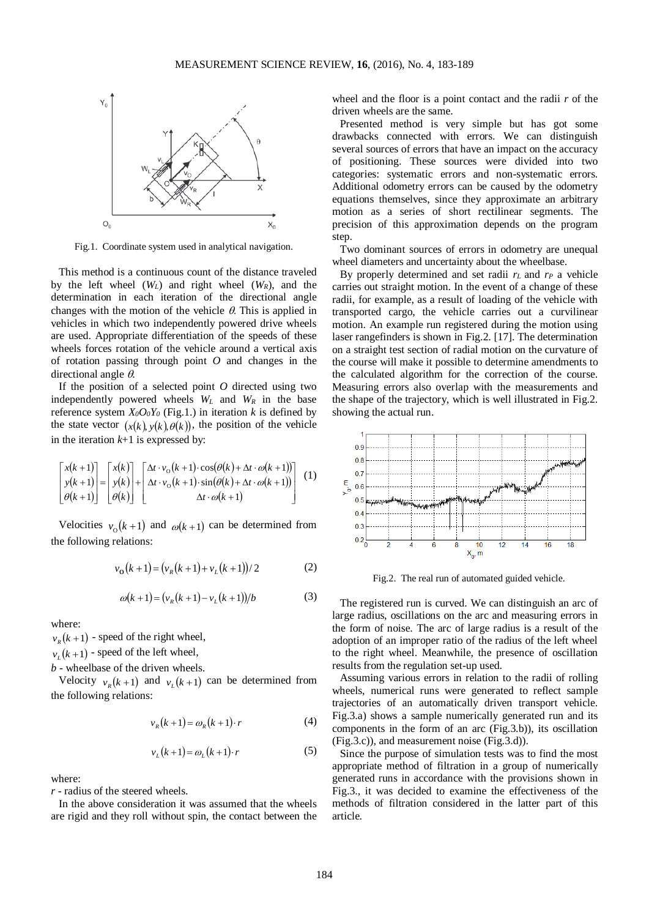Fig.1. Coordinate system used in analytical navigation.

This method is a continuous count of the distance traveled by the left wheel ($W_L$) and right wheel ($W_R$), and the determination in each iteration of the directional angle changes with the motion of the vehicle $\theta$. This is applied in vehicles in which two independently powered drive wheels are used. Appropriate differentiation of the speeds of these wheels forces rotation of the vehicle around a vertical axis of rotation passing through point $O$ and changes in the directional angle $\theta$.

If the position of a selected point $O$ directed using two independently powered wheels $W_L$ and $W_R$ in the base reference system $X_0O_0Y_0$ (Fig.1.) in iteration $k$ is defined by the state vector $(x(k), y(k), \theta(k))$, the position of the vehicle in the iteration $k$+1 is expressed by:

$$\begin{bmatrix} x(k+1) \\ y(k+1) \\ \theta(k+1) \end{bmatrix} = \begin{bmatrix} x(k) \\ y(k) \\ \theta(k) \end{bmatrix} + \begin{bmatrix} \Delta t \cdot v_O(k+1) \cdot \cos(\theta(k) + \Delta t \cdot \omega(k+1)) \\ \Delta t \cdot v_O(k+1) \cdot \sin(\theta(k) + \Delta t \cdot \omega(k+1)) \\ \Delta t \cdot \omega(k+1) \end{bmatrix} \quad (1)$$

Velocities $v_O(k+1)$ and $\omega(k+1)$ can be determined from the following relations:

$$v_O(k+1) = (v_R(k+1) + v_L(k+1))/2 \quad (2)$$

$$\omega(k+1) = (v_R(k+1) - v_L(k+1))/b \quad (3)$$

where:

$v_R(k+1)$ - speed of the right wheel,

$v_L(k+1)$ - speed of the left wheel,

$b$ - wheelbase of the driven wheels.

Velocity $v_R(k+1)$ and $v_L(k+1)$ can be determined from the following relations:

$$v_R(k+1) = \omega_R(k+1) \cdot r \quad (4)$$

$$v_L(k+1) = \omega_L(k+1) \cdot r \quad (5)$$

where:

$r$ - radius of the steered wheels.

In the above consideration it was assumed that the wheels are rigid and they roll without spin, the contact between the wheel and the floor is a point contact and the radii $r$ of the driven wheels are the same.

Presented method is very simple but has got some drawbacks connected with errors. We can distinguish several sources of errors that have an impact on the accuracy of positioning. These sources were divided into two categories: systematic errors and non-systematic errors. Additional odometry errors can be caused by the odometry equations themselves, since they approximate an arbitrary motion as a series of short rectilinear segments. The precision of this approximation depends on the program step.

Two dominant sources of errors in odometry are unequal wheel diameters and uncertainty about the wheelbase.

By properly determined and set radii $r_L$ and $r_P$ a vehicle carries out straight motion. In the event of a change of these radii, for example, as a result of loading of the vehicle with transported cargo, the vehicle carries out a curvilinear motion. An example run registered during the motion using laser rangefinders is shown in Fig.2. [17]. The determination on a straight test section of radial motion on the curvature of the course will make it possible to determine amendments to the calculated algorithm for the correction of the course. Measuring errors also overlap with the measurements and the shape of the trajectory, which is well illustrated in Fig.2. showing the actual run.

Fig.2. The real run of automated guided vehicle.

The registered run is curved. We can distinguish an arc of large radius, oscillations on the arc and measuring errors in the form of noise. The arc of large radius is a result of the adoption of an improper ratio of the radius of the left wheel to the right wheel. Meanwhile, the presence of oscillation results from the regulation set-up used.

Assuming various errors in relation to the radii of rolling wheels, numerical runs were generated to reflect sample trajectories of an automatically driven transport vehicle. Fig.3.a) shows a sample numerically generated run and its components in the form of an arc (Fig.3.b)), its oscillation (Fig.3.c)), and measurement noise (Fig.3.d)).

Since the purpose of simulation tests was to find the most appropriate method of filtration in a group of numerically generated runs in accordance with the provisions shown in Fig.3., it was decided to examine the effectiveness of the methods of filtration considered in the latter part of this article.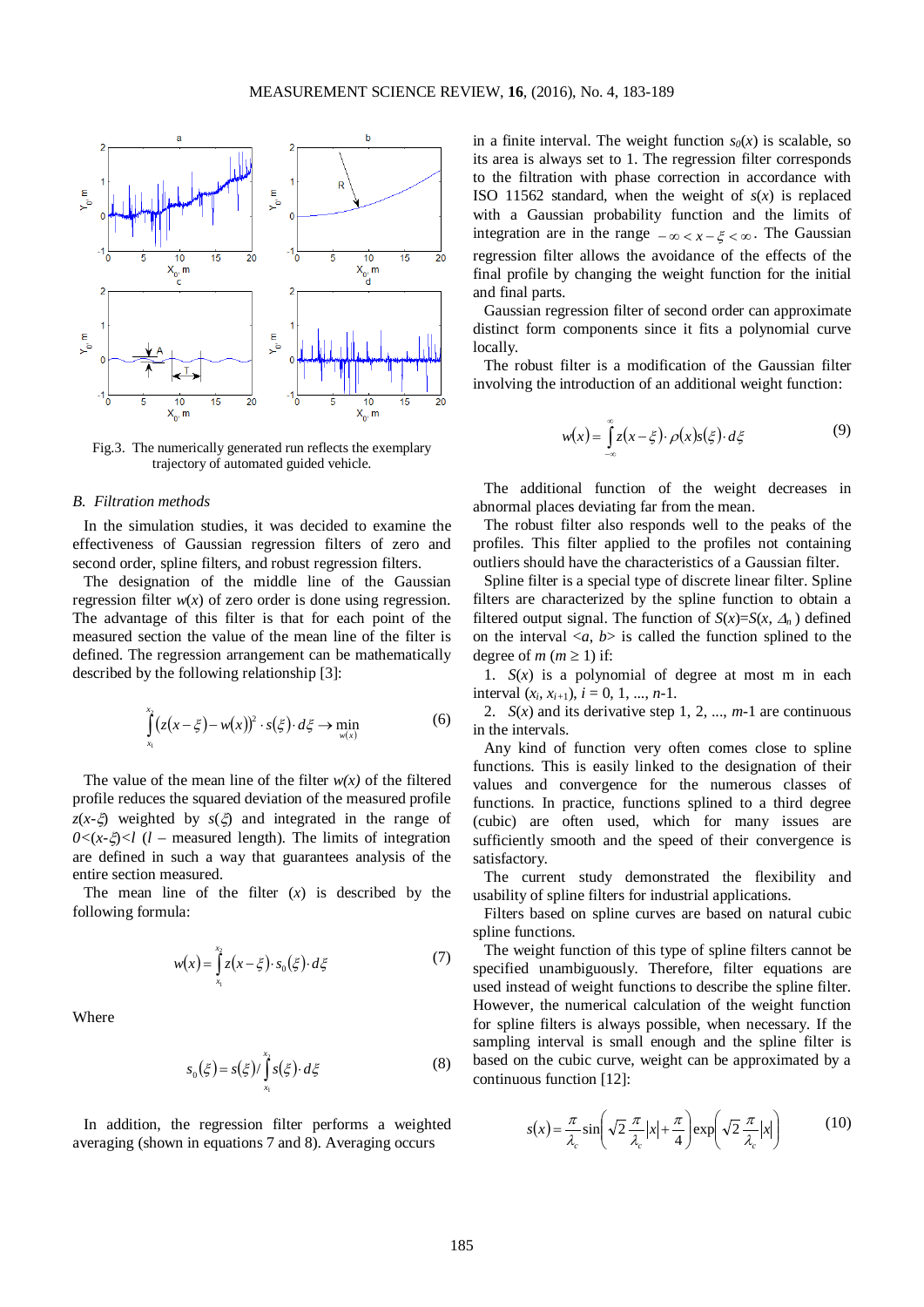Fig.3. The numerically generated run reflects the exemplary trajectory of automated guided vehicle.

### *B. Filtration methods*

In the simulation studies, it was decided to examine the effectiveness of Gaussian regression filters of zero and second order, spline filters, and robust regression filters.

The designation of the middle line of the Gaussian regression filter $w(x)$ of zero order is done using regression. The advantage of this filter is that for each point of the measured section the value of the mean line of the filter is defined. The regression arrangement can be mathematically described by the following relationship [3]:

$$\int_{x_1}^{x_2} \left(z(x-\xi) - w(x)\right)^2 \cdot s(\xi) \cdot d\xi \rightarrow \min_{w(x)} \tag{6}$$

The value of the mean line of the filter $w(x)$ of the filtered profile reduces the squared deviation of the measured profile $z(x\text{-}\xi)$ weighted by $s(\xi)$ and integrated in the range of $0<(x\text{-}\xi)<l$ ($l$ – measured length). The limits of integration are defined in such a way that guarantees analysis of the entire section measured.

The mean line of the filter $(x)$ is described by the following formula:

$$w(x) = \int_{x_1}^{x_2} z(x-\xi) \cdot s_0(\xi) \cdot d\xi \tag{7}$$

Where

$$s_0(\xi) = s(\xi) / \int_{x_1}^{x_2} s(\xi) \cdot d\xi \tag{8}$$

In addition, the regression filter performs a weighted averaging (shown in equations 7 and 8). Averaging occurs in a finite interval. The weight function $s_0(x)$ is scalable, so its area is always set to 1. The regression filter corresponds to the filtration with phase correction in accordance with ISO 11562 standard, when the weight of $s(x)$ is replaced with a Gaussian probability function and the limits of integration are in the range $-\infty < x - \xi < \infty$. The Gaussian regression filter allows the avoidance of the effects of the final profile by changing the weight function for the initial and final parts.

Gaussian regression filter of second order can approximate distinct form components since it fits a polynomial curve locally.

The robust filter is a modification of the Gaussian filter involving the introduction of an additional weight function:

$$w(x) = \int_{-\infty}^{\infty} z(x-\xi) \cdot \rho(x) s(\xi) \cdot d\xi \tag{9}$$

The additional function of the weight decreases in abnormal places deviating far from the mean.

The robust filter also responds well to the peaks of the profiles. This filter applied to the profiles not containing outliers should have the characteristics of a Gaussian filter.

Spline filter is a special type of discrete linear filter. Spline filters are characterized by the spline function to obtain a filtered output signal. The function of $S(x)=S(x, \Delta_n)$ defined on the interval $<a, b>$ is called the function splined to the degree of $m$ ($m \geq 1$) if:

1. $S(x)$ is a polynomial of degree at most m in each interval $(x_i, x_{i+1})$, $i = 0, 1, ..., n$-1.
2. $S(x)$ and its derivative step 1, 2, ..., $m$-1 are continuous in the intervals.

Any kind of function very often comes close to spline functions. This is easily linked to the designation of their values and convergence for the numerous classes of functions. In practice, functions splined to a third degree (cubic) are often used, which for many issues are sufficiently smooth and the speed of their convergence is satisfactory.

The current study demonstrated the flexibility and usability of spline filters for industrial applications.

Filters based on spline curves are based on natural cubic spline functions.

The weight function of this type of spline filters cannot be specified unambiguously. Therefore, filter equations are used instead of weight functions to describe the spline filter. However, the numerical calculation of the weight function for spline filters is always possible, when necessary. If the sampling interval is small enough and the spline filter is based on the cubic curve, weight can be approximated by a continuous function [12]:

$$s(x) = \frac{\pi}{\lambda_c} \sin\left(\sqrt{2}\,\frac{\pi}{\lambda_c}|x| + \frac{\pi}{4}\right) \exp\left(\sqrt{2}\,\frac{\pi}{\lambda_c}|x|\right) \tag{10}$$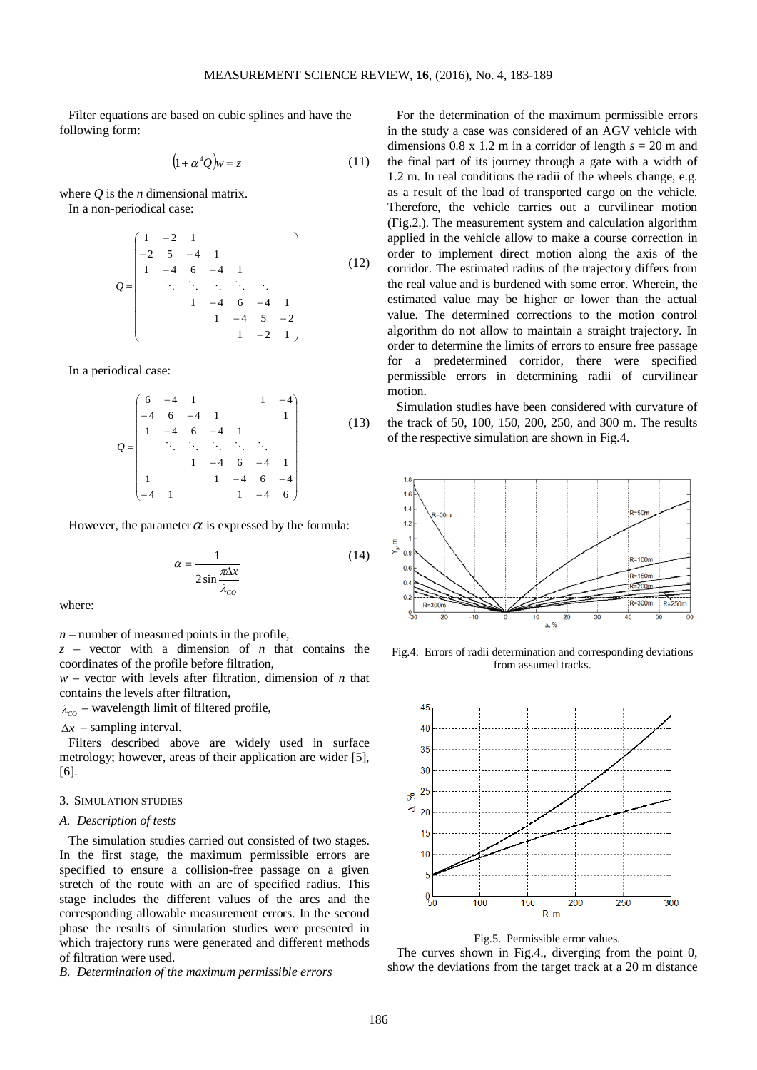Filter equations are based on cubic splines and have the following form:

$$\left(1+\alpha^4 Q\right)w = z \tag{11}$$

where $Q$ is the $n$ dimensional matrix.

In a non-periodical case:

$$Q=\begin{pmatrix} 1 & -2 & 1 & & & & \\ -2 & 5 & -4 & 1 & & & \\ 1 & -4 & 6 & -4 & 1 & & \\ & \ddots & \ddots & \ddots & \ddots & \ddots & \\ & & 1 & -4 & 6 & -4 & 1 \\ & & & 1 & -4 & 5 & -2 \\ & & & & 1 & -2 & 1 \end{pmatrix} \tag{12}$$

In a periodical case:

$$Q=\begin{pmatrix} 6 & -4 & 1 & & & 1 & -4 \\ -4 & 6 & -4 & 1 & & & 1 \\ 1 & -4 & 6 & -4 & 1 & & \\ & \ddots & \ddots & \ddots & \ddots & \ddots & \\ & & 1 & -4 & 6 & -4 & 1 \\ 1 & & & 1 & -4 & 6 & -4 \\ -4 & 1 & & & 1 & -4 & 6 \end{pmatrix} \tag{13}$$

However, the parameter $\alpha$ is expressed by the formula:

$$\alpha = \frac{1}{2\sin\dfrac{\pi\Delta x}{\lambda_{CO}}} \tag{14}$$

where:

$n$ – number of measured points in the profile,
$z$ – vector with a dimension of $n$ that contains the coordinates of the profile before filtration,
$w$ – vector with levels after filtration, dimension of $n$ that contains the levels after filtration,
$\lambda_{CO}$ – wavelength limit of filtered profile,
$\Delta x$ – sampling interval.

Filters described above are widely used in surface metrology; however, areas of their application are wider [5], [6].

## 3. Simulation studies

### A. Description of tests

The simulation studies carried out consisted of two stages. In the first stage, the maximum permissible errors are specified to ensure a collision-free passage on a given stretch of the route with an arc of specified radius. This stage includes the different values of the arcs and the corresponding allowable measurement errors. In the second phase the results of simulation studies were presented in which trajectory runs were generated and different methods of filtration were used.

### B. Determination of the maximum permissible errors

For the determination of the maximum permissible errors in the study a case was considered of an AGV vehicle with dimensions 0.8 x 1.2 m in a corridor of length $s$ = 20 m and the final part of its journey through a gate with a width of 1.2 m. In real conditions the radii of the wheels change, e.g. as a result of the load of transported cargo on the vehicle. Therefore, the vehicle carries out a curvilinear motion (Fig.2.). The measurement system and calculation algorithm applied in the vehicle allow to make a course correction in order to implement direct motion along the axis of the corridor. The estimated radius of the trajectory differs from the real value and is burdened with some error. Wherein, the estimated value may be higher or lower than the actual value. The determined corrections to the motion control algorithm do not allow to maintain a straight trajectory. In order to determine the limits of errors to ensure free passage for a predetermined corridor, there were specified permissible errors in determining radii of curvilinear motion.

Simulation studies have been considered with curvature of the track of 50, 100, 150, 200, 250, and 300 m. The results of the respective simulation are shown in Fig.4.

Fig.4. Errors of radii determination and corresponding deviations from assumed tracks.

Fig.5. Permissible error values.

The curves shown in Fig.4., diverging from the point 0, show the deviations from the target track at a 20 m distance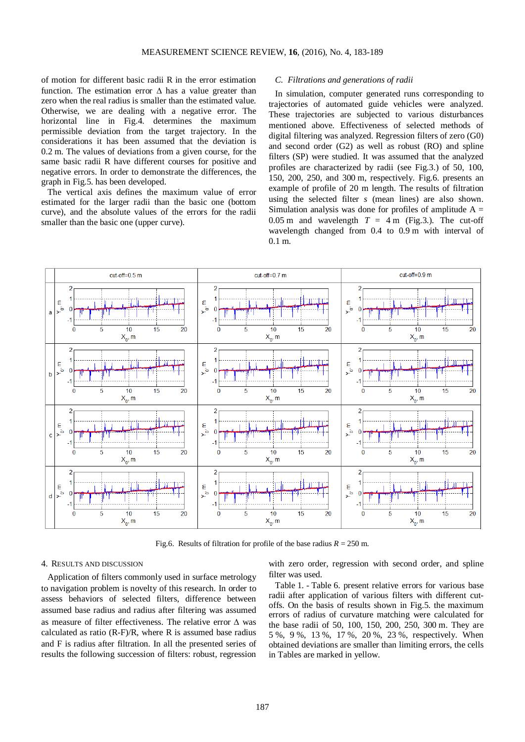of motion for different basic radii R in the error estimation function. The estimation error Δ has a value greater than zero when the real radius is smaller than the estimated value. Otherwise, we are dealing with a negative error. The horizontal line in Fig.4. determines the maximum permissible deviation from the target trajectory. In the considerations it has been assumed that the deviation is 0.2 m. The values of deviations from a given course, for the same basic radii R have different courses for positive and negative errors. In order to demonstrate the differences, the graph in Fig.5. has been developed.

The vertical axis defines the maximum value of error estimated for the larger radii than the basic one (bottom curve), and the absolute values of the errors for the radii smaller than the basic one (upper curve).

### *C. Filtrations and generations of radii*

In simulation, computer generated runs corresponding to trajectories of automated guide vehicles were analyzed. These trajectories are subjected to various disturbances mentioned above. Effectiveness of selected methods of digital filtering was analyzed. Regression filters of zero (G0) and second order (G2) as well as robust (RO) and spline filters (SP) were studied. It was assumed that the analyzed profiles are characterized by radii (see Fig.3.) of 50, 100, 150, 200, 250, and 300 m, respectively. Fig.6. presents an example of profile of 20 m length. The results of filtration using the selected filter *s* (mean lines) are also shown. Simulation analysis was done for profiles of amplitude A = 0.05 m and wavelength *T* = 4 m (Fig.3.). The cut-off wavelength changed from 0.4 to 0.9 m with interval of 0.1 m.

Fig.6. Results of filtration for profile of the base radius *R* = 250 m.

## 4. Results and Discussion

Application of filters commonly used in surface metrology to navigation problem is novelty of this research. In order to assess behaviors of selected filters, difference between assumed base radius and radius after filtering was assumed as measure of filter effectiveness. The relative error Δ was calculated as ratio (R-F)/R, where R is assumed base radius and F is radius after filtration. In all the presented series of results the following succession of filters: robust, regression with zero order, regression with second order, and spline filter was used.

Table 1. - Table 6. present relative errors for various base radii after application of various filters with different cut-offs. On the basis of results shown in Fig.5. the maximum errors of radius of curvature matching were calculated for the base radii of 50, 100, 150, 200, 250, 300 m. They are 5 %, 9 %, 13 %, 17 %, 20 %, 23 %, respectively. When obtained deviations are smaller than limiting errors, the cells in Tables are marked in yellow.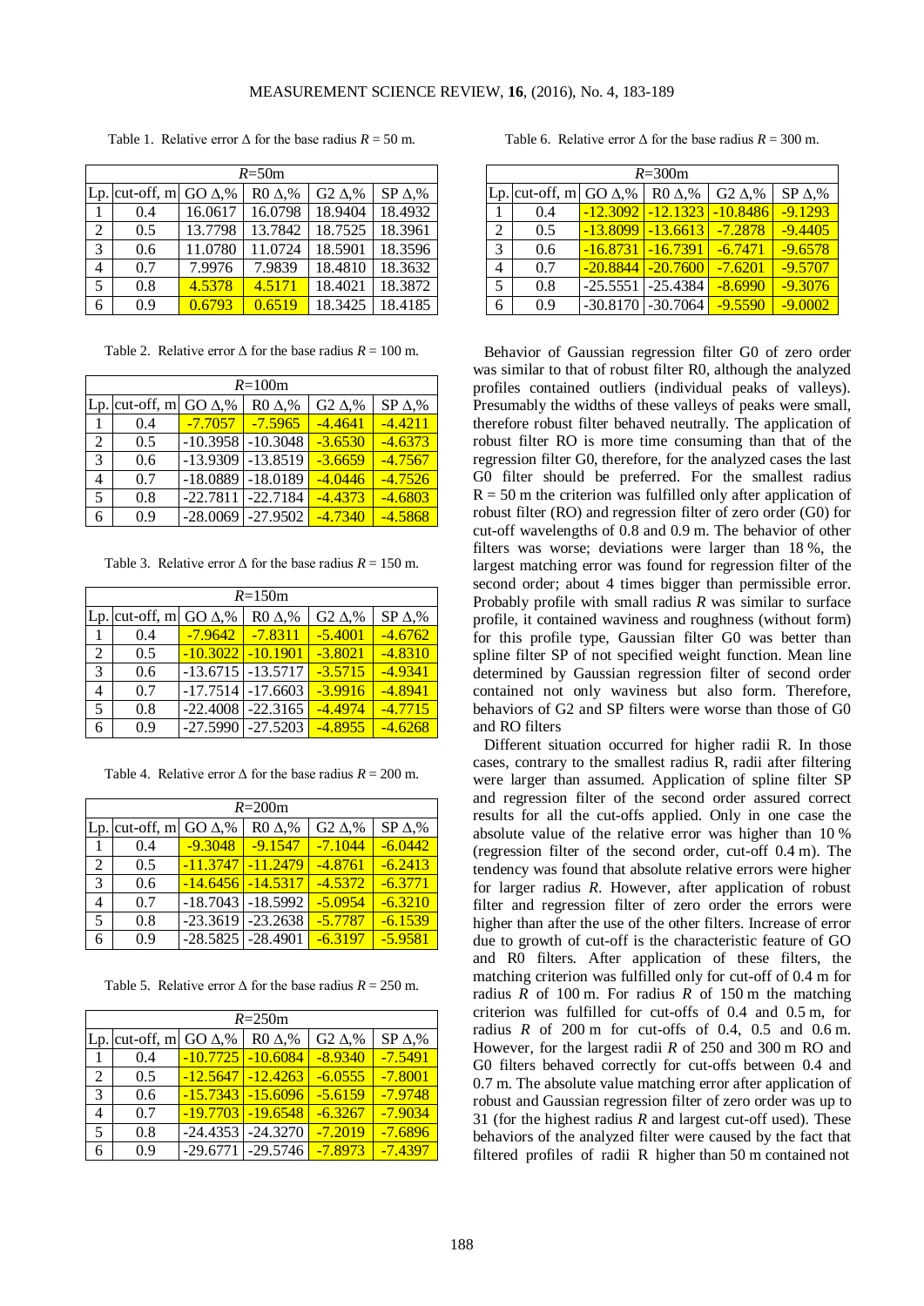Table 1. Relative error Δ for the base radius $R$ = 50 m.

| $R$=50m | | | | | |
|---|---|---|---|---|---|
| Lp. | cut-off, m | GO Δ,% | R0 Δ,% | G2 Δ,% | SP Δ,% |
| 1 | 0.4 | 16.0617 | 16.0798 | 18.9404 | 18.4932 |
| 2 | 0.5 | 13.7798 | 13.7842 | 18.7525 | 18.3961 |
| 3 | 0.6 | 11.0780 | 11.0724 | 18.5901 | 18.3596 |
| 4 | 0.7 | 7.9976 | 7.9839 | 18.4810 | 18.3632 |
| 5 | 0.8 | 4.5378 | 4.5171 | 18.4021 | 18.3872 |
| 6 | 0.9 | 0.6793 | 0.6519 | 18.3425 | 18.4185 |

Table 2. Relative error Δ for the base radius $R$ = 100 m.

| $R$=100m | | | | | |
|---|---|---|---|---|---|
| Lp. | cut-off, m | GO Δ,% | R0 Δ,% | G2 Δ,% | SP Δ,% |
| 1 | 0.4 | -7.7057 | -7.5965 | -4.4641 | -4.4211 |
| 2 | 0.5 | -10.3958 | -10.3048 | -3.6530 | -4.6373 |
| 3 | 0.6 | -13.9309 | -13.8519 | -3.6659 | -4.7567 |
| 4 | 0.7 | -18.0889 | -18.0189 | -4.0446 | -4.7526 |
| 5 | 0.8 | -22.7811 | -22.7184 | -4.4373 | -4.6803 |
| 6 | 0.9 | -28.0069 | -27.9502 | -4.7340 | -4.5868 |

Table 3. Relative error Δ for the base radius $R$ = 150 m.

| $R$=150m | | | | | |
|---|---|---|---|---|---|
| Lp. | cut-off, m | GO Δ,% | R0 Δ,% | G2 Δ,% | SP Δ,% |
| 1 | 0.4 | -7.9642 | -7.8311 | -5.4001 | -4.6762 |
| 2 | 0.5 | -10.3022 | -10.1901 | -3.8021 | -4.8310 |
| 3 | 0.6 | -13.6715 | -13.5717 | -3.5715 | -4.9341 |
| 4 | 0.7 | -17.7514 | -17.6603 | -3.9916 | -4.8941 |
| 5 | 0.8 | -22.4008 | -22.3165 | -4.4974 | -4.7715 |
| 6 | 0.9 | -27.5990 | -27.5203 | -4.8955 | -4.6268 |

Table 4. Relative error Δ for the base radius $R$ = 200 m.

| $R$=200m | | | | | |
|---|---|---|---|---|---|
| Lp. | cut-off, m | GO Δ,% | R0 Δ,% | G2 Δ,% | SP Δ,% |
| 1 | 0.4 | -9.3048 | -9.1547 | -7.1044 | -6.0442 |
| 2 | 0.5 | -11.3747 | -11.2479 | -4.8761 | -6.2413 |
| 3 | 0.6 | -14.6456 | -14.5317 | -4.5372 | -6.3771 |
| 4 | 0.7 | -18.7043 | -18.5992 | -5.0954 | -6.3210 |
| 5 | 0.8 | -23.3619 | -23.2638 | -5.7787 | -6.1539 |
| 6 | 0.9 | -28.5825 | -28.4901 | -6.3197 | -5.9581 |

Table 5. Relative error Δ for the base radius $R$ = 250 m.

| $R$=250m | | | | | |
|---|---|---|---|---|---|
| Lp. | cut-off, m | GO Δ,% | R0 Δ,% | G2 Δ,% | SP Δ,% |
| 1 | 0.4 | -10.7725 | -10.6084 | -8.9340 | -7.5491 |
| 2 | 0.5 | -12.5647 | -12.4263 | -6.0555 | -7.8001 |
| 3 | 0.6 | -15.7343 | -15.6096 | -5.6159 | -7.9748 |
| 4 | 0.7 | -19.7703 | -19.6548 | -6.3267 | -7.9034 |
| 5 | 0.8 | -24.4353 | -24.3270 | -7.2019 | -7.6896 |
| 6 | 0.9 | -29.6771 | -29.5746 | -7.8973 | -7.4397 |

Table 6. Relative error Δ for the base radius $R$ = 300 m.

| $R$=300m | | | | | |
|---|---|---|---|---|---|
| Lp. | cut-off, m | GO Δ,% | R0 Δ,% | G2 Δ,% | SP Δ,% |
| 1 | 0.4 | -12.3092 | -12.1323 | -10.8486 | -9.1293 |
| 2 | 0.5 | -13.8099 | -13.6613 | -7.2878 | -9.4405 |
| 3 | 0.6 | -16.8731 | -16.7391 | -6.7471 | -9.6578 |
| 4 | 0.7 | -20.8844 | -20.7600 | -7.6201 | -9.5707 |
| 5 | 0.8 | -25.5551 | -25.4384 | -8.6990 | -9.3076 |
| 6 | 0.9 | -30.8170 | -30.7064 | -9.5590 | -9.0002 |

Behavior of Gaussian regression filter G0 of zero order was similar to that of robust filter R0, although the analyzed profiles contained outliers (individual peaks of valleys). Presumably the widths of these valleys of peaks were small, therefore robust filter behaved neutrally. The application of robust filter RO is more time consuming than that of the regression filter G0, therefore, for the analyzed cases the last G0 filter should be preferred. For the smallest radius $R = 50$ m the criterion was fulfilled only after application of robust filter (RO) and regression filter of zero order (G0) for cut-off wavelengths of 0.8 and 0.9 m. The behavior of other filters was worse; deviations were larger than 18 %, the largest matching error was found for regression filter of the second order; about 4 times bigger than permissible error. Probably profile with small radius $R$ was similar to surface profile, it contained waviness and roughness (without form) for this profile type, Gaussian filter G0 was better than spline filter SP of not specified weight function. Mean line determined by Gaussian regression filter of second order contained not only waviness but also form. Therefore, behaviors of G2 and SP filters were worse than those of G0 and RO filters

Different situation occurred for higher radii R. In those cases, contrary to the smallest radius R, radii after filtering were larger than assumed. Application of spline filter SP and regression filter of the second order assured correct results for all the cut-offs applied. Only in one case the absolute value of the relative error was higher than 10 % (regression filter of the second order, cut-off 0.4 m). The tendency was found that absolute relative errors were higher for larger radius $R$. However, after application of robust filter and regression filter of zero order the errors were higher than after the use of the other filters. Increase of error due to growth of cut-off is the characteristic feature of GO and R0 filters. After application of these filters, the matching criterion was fulfilled only for cut-off of 0.4 m for radius $R$ of 100 m. For radius $R$ of 150 m the matching criterion was fulfilled for cut-offs of 0.4 and 0.5 m, for radius $R$ of 200 m for cut-offs of 0.4, 0.5 and 0.6 m. However, for the largest radii $R$ of 250 and 300 m RO and G0 filters behaved correctly for cut-offs between 0.4 and 0.7 m. The absolute value matching error after application of robust and Gaussian regression filter of zero order was up to 31 (for the highest radius $R$ and largest cut-off used). These behaviors of the analyzed filter were caused by the fact that filtered profiles of radii R higher than 50 m contained not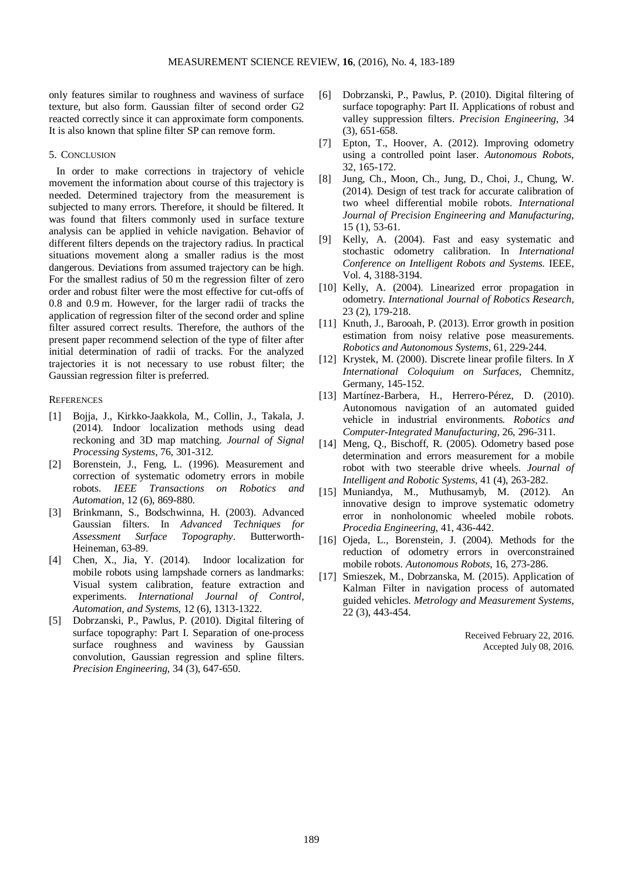only features similar to roughness and waviness of surface texture, but also form. Gaussian filter of second order G2 reacted correctly since it can approximate form components. It is also known that spline filter SP can remove form.

## 5. Conclusion

In order to make corrections in trajectory of vehicle movement the information about course of this trajectory is needed. Determined trajectory from the measurement is subjected to many errors. Therefore, it should be filtered. It was found that filters commonly used in surface texture analysis can be applied in vehicle navigation. Behavior of different filters depends on the trajectory radius. In practical situations movement along a smaller radius is the most dangerous. Deviations from assumed trajectory can be high. For the smallest radius of 50 m the regression filter of zero order and robust filter were the most effective for cut-offs of 0.8 and 0.9 m. However, for the larger radii of tracks the application of regression filter of the second order and spline filter assured correct results. Therefore, the authors of the present paper recommend selection of the type of filter after initial determination of radii of tracks. For the analyzed trajectories it is not necessary to use robust filter; the Gaussian regression filter is preferred.

## References

[1] Bojja, J., Kirkko-Jaakkola, M., Collin, J., Takala, J. (2014). Indoor localization methods using dead reckoning and 3D map matching. *Journal of Signal Processing Systems*, 76, 301-312.

[2] Borenstein, J., Feng, L. (1996). Measurement and correction of systematic odometry errors in mobile robots. *IEEE Transactions on Robotics and Automation*, 12 (6), 869-880.

[3] Brinkmann, S., Bodschwinna, H. (2003). Advanced Gaussian filters. In *Advanced Techniques for Assessment Surface Topography*. Butterworth-Heineman, 63-89.

[4] Chen, X., Jia, Y. (2014). Indoor localization for mobile robots using lampshade corners as landmarks: Visual system calibration, feature extraction and experiments. *International Journal of Control, Automation, and Systems*, 12 (6), 1313-1322.

[5] Dobrzanski, P., Pawlus, P. (2010). Digital filtering of surface topography: Part I. Separation of one-process surface roughness and waviness by Gaussian convolution, Gaussian regression and spline filters. *Precision Engineering*, 34 (3), 647-650.

[6] Dobrzanski, P., Pawlus, P. (2010). Digital filtering of surface topography: Part II. Applications of robust and valley suppression filters. *Precision Engineering*, 34 (3), 651-658.

[7] Epton, T., Hoover, A. (2012). Improving odometry using a controlled point laser. *Autonomous Robots*, 32, 165-172.

[8] Jung, Ch., Moon, Ch., Jung, D., Choi, J., Chung, W. (2014). Design of test track for accurate calibration of two wheel differential mobile robots. *International Journal of Precision Engineering and Manufacturing*, 15 (1), 53-61.

[9] Kelly, A. (2004). Fast and easy systematic and stochastic odometry calibration. In *International Conference on Intelligent Robots and Systems*. IEEE, Vol. 4, 3188-3194.

[10] Kelly, A. (2004). Linearized error propagation in odometry. *International Journal of Robotics Research*, 23 (2), 179-218.

[11] Knuth, J., Barooah, P. (2013). Error growth in position estimation from noisy relative pose measurements. *Robotics and Autonomous Systems*, 61, 229-244.

[12] Krystek, M. (2000). Discrete linear profile filters. In *X International Coloquium on Surfaces*, Chemnitz, Germany, 145-152.

[13] Martínez-Barbera, H., Herrero-Pérez, D. (2010). Autonomous navigation of an automated guided vehicle in industrial environments. *Robotics and Computer-Integrated Manufacturing*, 26, 296-311.

[14] Meng, Q., Bischoff, R. (2005). Odometry based pose determination and errors measurement for a mobile robot with two steerable drive wheels. *Journal of Intelligent and Robotic Systems*, 41 (4), 263-282.

[15] Muniandya, M., Muthusamyb, M. (2012). An innovative design to improve systematic odometry error in nonholonomic wheeled mobile robots. *Procedia Engineering*, 41, 436-442.

[16] Ojeda, L., Borenstein, J. (2004). Methods for the reduction of odometry errors in overconstrained mobile robots. *Autonomous Robots*, 16, 273-286.

[17] Smieszek, M., Dobrzanska, M. (2015). Application of Kalman Filter in navigation process of automated guided vehicles. *Metrology and Measurement Systems*, 22 (3), 443-454.

Received February 22, 2016.
Accepted July 08, 2016.